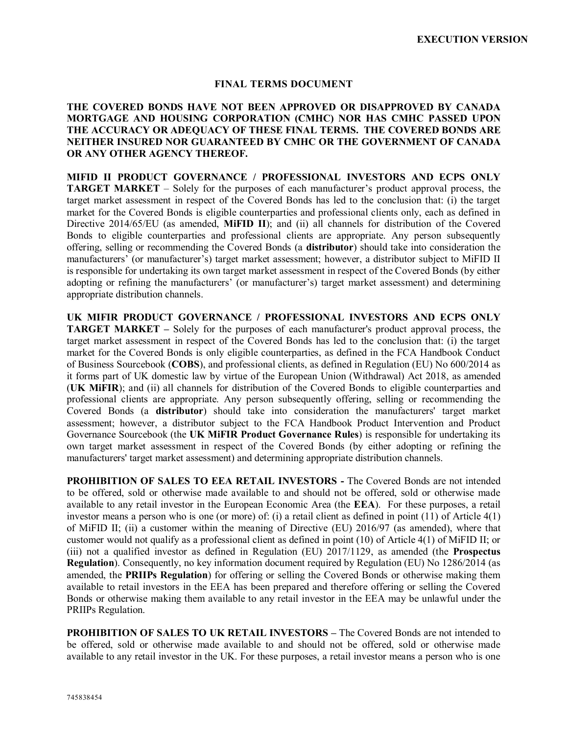**EXECUTION VERSION**

# FINAL TERMS DOCUMENT

**THE COVERED BONDS HAVE NOT BEEN APPROVED OR DISAPPROVED BY CANADA MORTGAGE AND HOUSING CORPORATION (CMHC) NOR HAS CMHC PASSED UPON THE ACCURACY OR ADEQUACY OF THESE FINAL TERMS. THE COVERED BONDS ARE NEITHER INSURED NOR GUARANTEED BY CMHC OR THE GOVERNMENT OF CANADA OR ANY OTHER AGENCY THEREOF.**

**MIFID II PRODUCT GOVERNANCE / PROFESSIONAL INVESTORS AND ECPS ONLY TARGET MARKET** – Solely for the purposes of each manufacturer's product approval process, the target market assessment in respect of the Covered Bonds has led to the conclusion that: (i) the target market for the Covered Bonds is eligible counterparties and professional clients only, each as defined in Directive 2014/65/EU (as amended, **MiFID II**); and (ii) all channels for distribution of the Covered Bonds to eligible counterparties and professional clients are appropriate. Any person subsequently offering, selling or recommending the Covered Bonds (a **distributor**) should take into consideration the manufacturers' (or manufacturer's) target market assessment; however, a distributor subject to MiFID II is responsible for undertaking its own target market assessment in respect of the Covered Bonds (by either adopting or refining the manufacturers' (or manufacturer's) target market assessment) and determining appropriate distribution channels.

**UK MIFIR PRODUCT GOVERNANCE / PROFESSIONAL INVESTORS AND ECPS ONLY TARGET MARKET –** Solely for the purposes of each manufacturer's product approval process, the target market assessment in respect of the Covered Bonds has led to the conclusion that: (i) the target market for the Covered Bonds is only eligible counterparties, as defined in the FCA Handbook Conduct of Business Sourcebook (**COBS**), and professional clients, as defined in Regulation (EU) No 600/2014 as it forms part of UK domestic law by virtue of the European Union (Withdrawal) Act 2018, as amended (**UK MiFIR**); and (ii) all channels for distribution of the Covered Bonds to eligible counterparties and professional clients are appropriate. Any person subsequently offering, selling or recommending the Covered Bonds (a **distributor**) should take into consideration the manufacturers' target market assessment; however, a distributor subject to the FCA Handbook Product Intervention and Product Governance Sourcebook (the **UK MiFIR Product Governance Rules**) is responsible for undertaking its own target market assessment in respect of the Covered Bonds (by either adopting or refining the manufacturers' target market assessment) and determining appropriate distribution channels.

**PROHIBITION OF SALES TO EEA RETAIL INVESTORS -** The Covered Bonds are not intended to be offered, sold or otherwise made available to and should not be offered, sold or otherwise made available to any retail investor in the European Economic Area (the **EEA**). For these purposes, a retail investor means a person who is one (or more) of: (i) a retail client as defined in point (11) of Article 4(1) of MiFID II; (ii) a customer within the meaning of Directive (EU) 2016/97 (as amended), where that customer would not qualify as a professional client as defined in point (10) of Article 4(1) of MiFID II; or (iii) not a qualified investor as defined in Regulation (EU) 2017/1129, as amended (the **Prospectus Regulation**). Consequently, no key information document required by Regulation (EU) No 1286/2014 (as amended, the **PRIIPs Regulation**) for offering or selling the Covered Bonds or otherwise making them available to retail investors in the EEA has been prepared and therefore offering or selling the Covered Bonds or otherwise making them available to any retail investor in the EEA may be unlawful under the PRIIPs Regulation.

**PROHIBITION OF SALES TO UK RETAIL INVESTORS –** The Covered Bonds are not intended to be offered, sold or otherwise made available to and should not be offered, sold or otherwise made available to any retail investor in the UK. For these purposes, a retail investor means a person who is one

745838454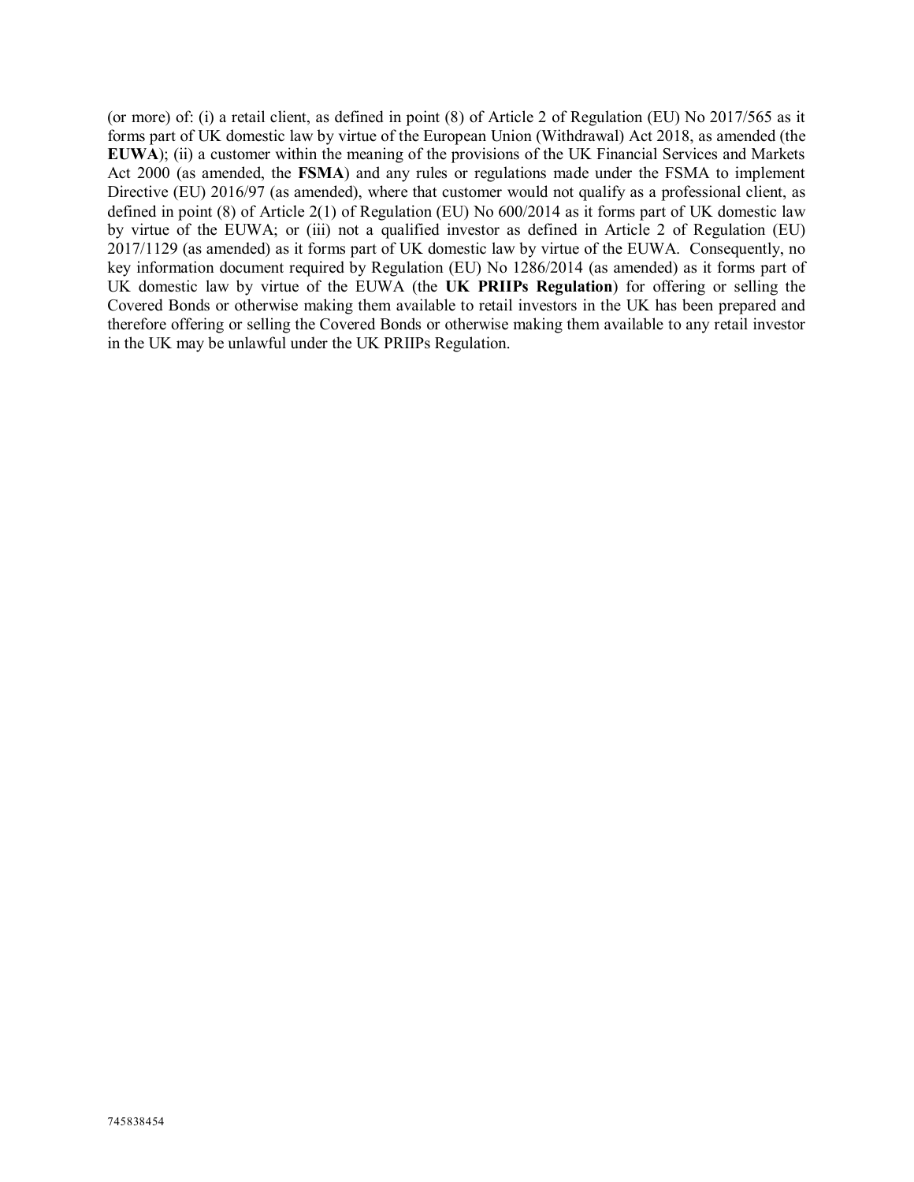(or more) of: (i) a retail client, as defined in point (8) of Article 2 of Regulation (EU) No 2017/565 as it forms part of UK domestic law by virtue of the European Union (Withdrawal) Act 2018, as amended (the **EUWA**); (ii) a customer within the meaning of the provisions of the UK Financial Services and Markets Act 2000 (as amended, the **FSMA**) and any rules or regulations made under the FSMA to implement Directive (EU) 2016/97 (as amended), where that customer would not qualify as a professional client, as defined in point (8) of Article 2(1) of Regulation (EU) No 600/2014 as it forms part of UK domestic law by virtue of the EUWA; or (iii) not a qualified investor as defined in Article 2 of Regulation (EU) 2017/1129 (as amended) as it forms part of UK domestic law by virtue of the EUWA. Consequently, no key information document required by Regulation (EU) No 1286/2014 (as amended) as it forms part of UK domestic law by virtue of the EUWA (the **UK PRIIPs Regulation**) for offering or selling the Covered Bonds or otherwise making them available to retail investors in the UK has been prepared and therefore offering or selling the Covered Bonds or otherwise making them available to any retail investor in the UK may be unlawful under the UK PRIIPs Regulation.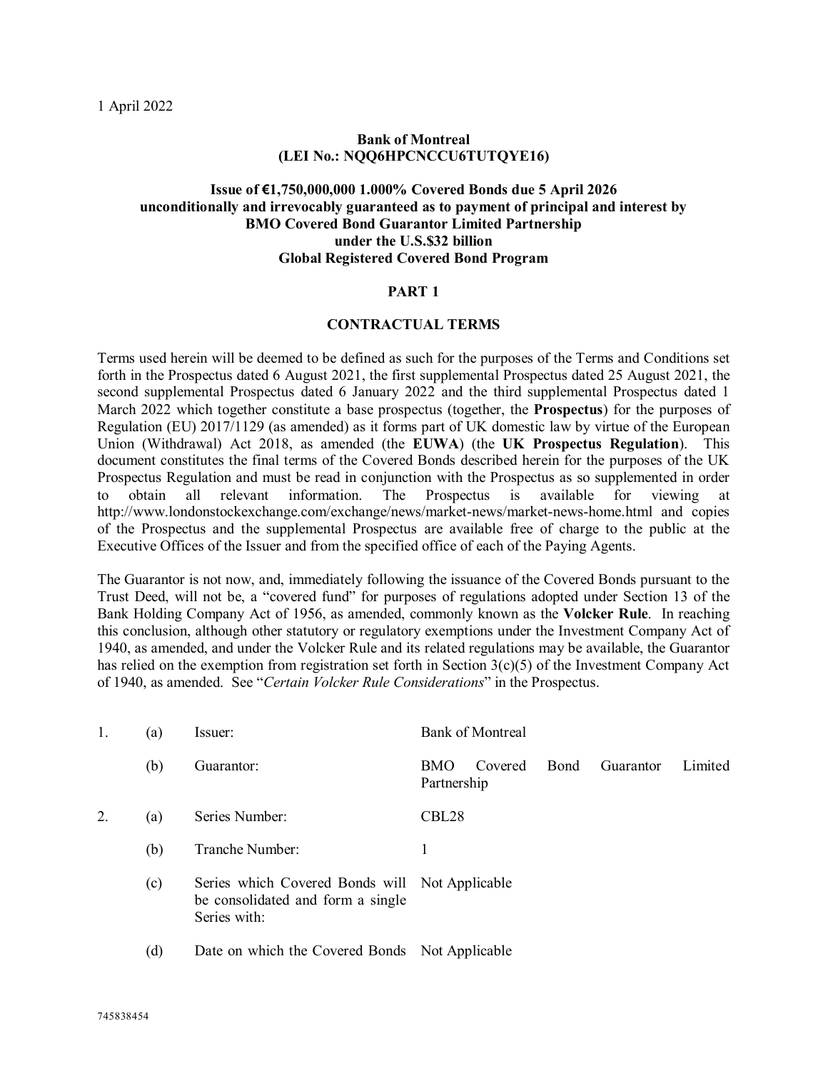1 April 2022

**Bank of Montreal**
**(LEI No.: NQQ6HPCNCCU6TUTQYE16)**

**Issue of €1,750,000,000 1.000% Covered Bonds due 5 April 2026**
**unconditionally and irrevocably guaranteed as to payment of principal and interest by**
**BMO Covered Bond Guarantor Limited Partnership**
**under the U.S.$32 billion**
**Global Registered Covered Bond Program**

## PART 1

## CONTRACTUAL TERMS

Terms used herein will be deemed to be defined as such for the purposes of the Terms and Conditions set forth in the Prospectus dated 6 August 2021, the first supplemental Prospectus dated 25 August 2021, the second supplemental Prospectus dated 6 January 2022 and the third supplemental Prospectus dated 1 March 2022 which together constitute a base prospectus (together, the **Prospectus**) for the purposes of Regulation (EU) 2017/1129 (as amended) as it forms part of UK domestic law by virtue of the European Union (Withdrawal) Act 2018, as amended (the **EUWA**) (the **UK Prospectus Regulation**). This document constitutes the final terms of the Covered Bonds described herein for the purposes of the UK Prospectus Regulation and must be read in conjunction with the Prospectus as so supplemented in order to obtain all relevant information. The Prospectus is available for viewing at http://www.londonstockexchange.com/exchange/news/market-news/market-news-home.html and copies of the Prospectus and the supplemental Prospectus are available free of charge to the public at the Executive Offices of the Issuer and from the specified office of each of the Paying Agents.

The Guarantor is not now, and, immediately following the issuance of the Covered Bonds pursuant to the Trust Deed, will not be, a "covered fund" for purposes of regulations adopted under Section 13 of the Bank Holding Company Act of 1956, as amended, commonly known as the **Volcker Rule**. In reaching this conclusion, although other statutory or regulatory exemptions under the Investment Company Act of 1940, as amended, and under the Volcker Rule and its related regulations may be available, the Guarantor has relied on the exemption from registration set forth in Section 3(c)(5) of the Investment Company Act of 1940, as amended. See "*Certain Volcker Rule Considerations*" in the Prospectus.

| | | | |
|---|---|---|---|
| 1. | (a) | Issuer: | Bank of Montreal |
| | (b) | Guarantor: | BMO Covered Bond Guarantor Limited Partnership |
| 2. | (a) | Series Number: | CBL28 |
| | (b) | Tranche Number: | 1 |
| | (c) | Series which Covered Bonds will be consolidated and form a single Series with: | Not Applicable |
| | (d) | Date on which the Covered Bonds | Not Applicable |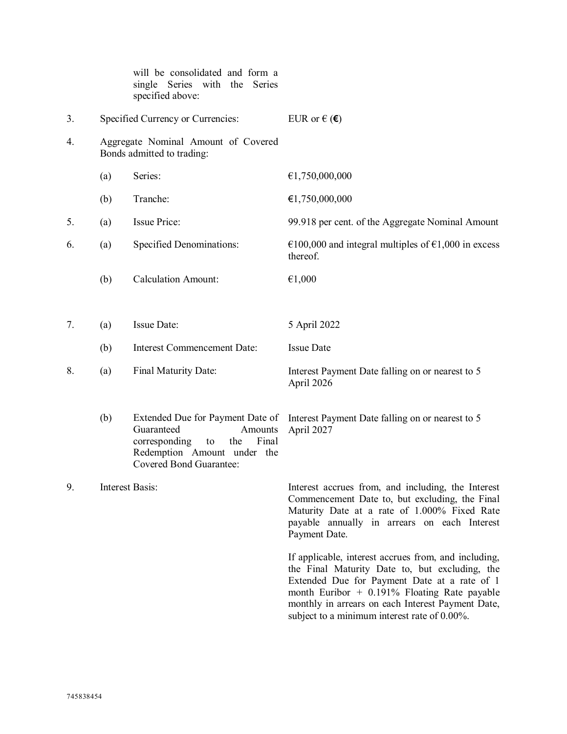|  |  |  |  |
|---|---|---|---|
|  |  | will be consolidated and form a single Series with the Series specified above: |  |
| 3. | Specified Currency or Currencies: |  | EUR or € (**€**) |
| 4. | Aggregate Nominal Amount of Covered Bonds admitted to trading: |  |  |
|  | (a) | Series: | €1,750,000,000 |
|  | (b) | Tranche: | €1,750,000,000 |
| 5. | (a) | Issue Price: | 99.918 per cent. of the Aggregate Nominal Amount |
| 6. | (a) | Specified Denominations: | €100,000 and integral multiples of €1,000 in excess thereof. |
|  | (b) | Calculation Amount: | €1,000 |
| 7. | (a) | Issue Date: | 5 April 2022 |
|  | (b) | Interest Commencement Date: | Issue Date |
| 8. | (a) | Final Maturity Date: | Interest Payment Date falling on or nearest to 5 April 2026 |
|  | (b) | Extended Due for Payment Date of Guaranteed Amounts corresponding to the Final Redemption Amount under the Covered Bond Guarantee: | Interest Payment Date falling on or nearest to 5 April 2027 |
| 9. | Interest Basis: |  | Interest accrues from, and including, the Interest Commencement Date to, but excluding, the Final Maturity Date at a rate of 1.000% Fixed Rate payable annually in arrears on each Interest Payment Date.<br><br>If applicable, interest accrues from, and including, the Final Maturity Date to, but excluding, the Extended Due for Payment Date at a rate of 1 month Euribor + 0.191% Floating Rate payable monthly in arrears on each Interest Payment Date, subject to a minimum interest rate of 0.00%. |

745838454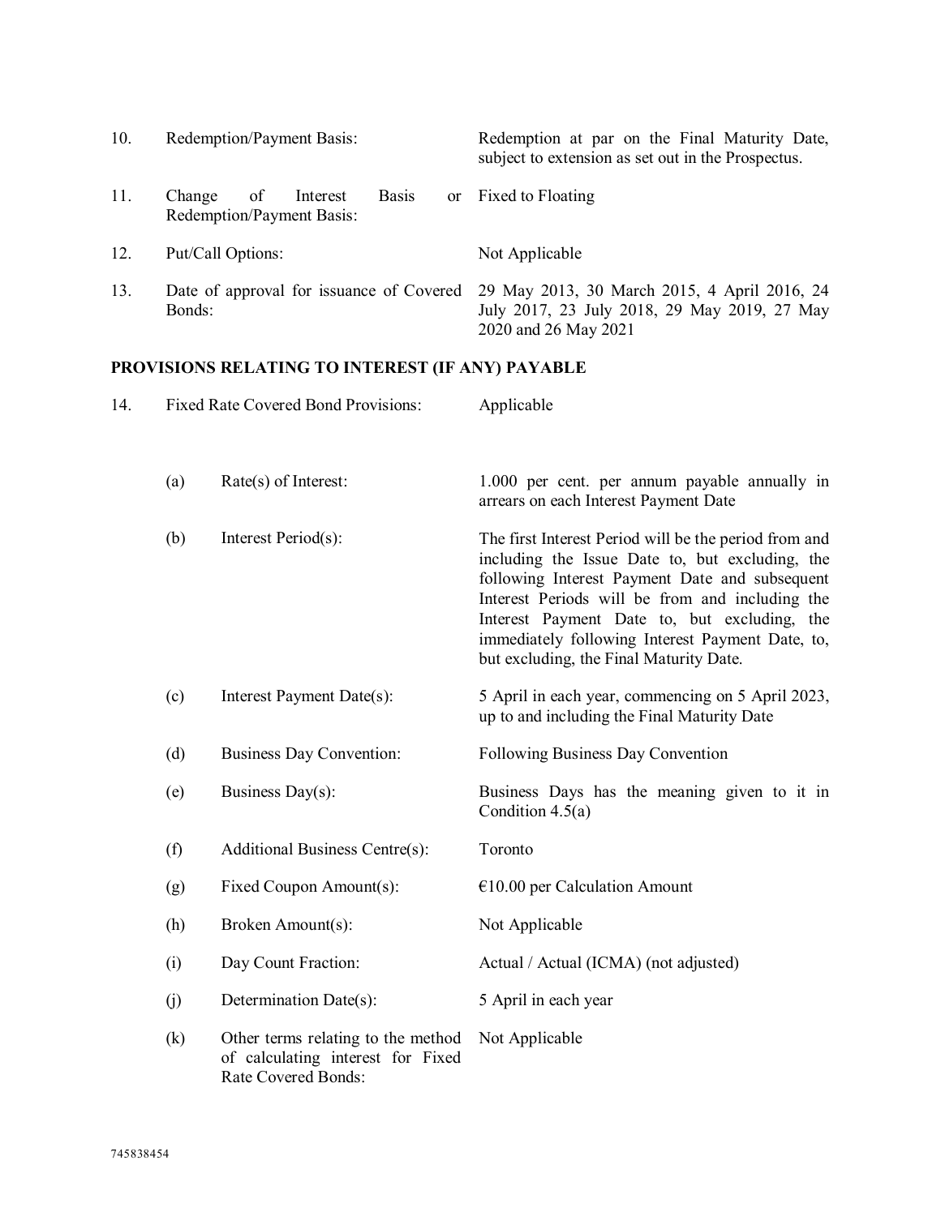| | | |
|---|---|---|
| 10. | Redemption/Payment Basis: | Redemption at par on the Final Maturity Date, subject to extension as set out in the Prospectus. |
| 11. | Change of Interest Basis or Redemption/Payment Basis: | Fixed to Floating |
| 12. | Put/Call Options: | Not Applicable |
| 13. | Date of approval for issuance of Covered Bonds: | 29 May 2013, 30 March 2015, 4 April 2016, 24 July 2017, 23 July 2018, 29 May 2019, 27 May 2020 and 26 May 2021 |

## PROVISIONS RELATING TO INTEREST (IF ANY) PAYABLE

| | | | |
|---|---|---|---|
| 14. | Fixed Rate Covered Bond Provisions: | | Applicable |
| | (a) | Rate(s) of Interest: | 1.000 per cent. per annum payable annually in arrears on each Interest Payment Date |
| | (b) | Interest Period(s): | The first Interest Period will be the period from and including the Issue Date to, but excluding, the following Interest Payment Date and subsequent Interest Periods will be from and including the Interest Payment Date to, but excluding, the immediately following Interest Payment Date, to, but excluding, the Final Maturity Date. |
| | (c) | Interest Payment Date(s): | 5 April in each year, commencing on 5 April 2023, up to and including the Final Maturity Date |
| | (d) | Business Day Convention: | Following Business Day Convention |
| | (e) | Business Day(s): | Business Days has the meaning given to it in Condition 4.5(a) |
| | (f) | Additional Business Centre(s): | Toronto |
| | (g) | Fixed Coupon Amount(s): | €10.00 per Calculation Amount |
| | (h) | Broken Amount(s): | Not Applicable |
| | (i) | Day Count Fraction: | Actual / Actual (ICMA) (not adjusted) |
| | (j) | Determination Date(s): | 5 April in each year |
| | (k) | Other terms relating to the method of calculating interest for Fixed Rate Covered Bonds: | Not Applicable |

745838454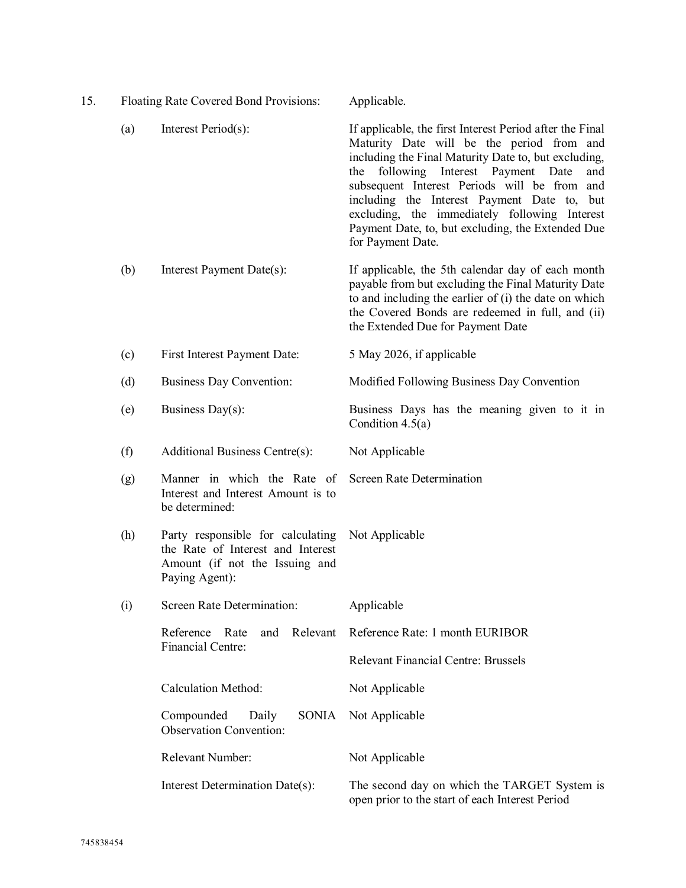15. Floating Rate Covered Bond Provisions: Applicable.

| | | |
|---|---|---|
| (a) | Interest Period(s): | If applicable, the first Interest Period after the Final Maturity Date will be the period from and including the Final Maturity Date to, but excluding, the following Interest Payment Date and subsequent Interest Periods will be from and including the Interest Payment Date to, but excluding, the immediately following Interest Payment Date, to, but excluding, the Extended Due for Payment Date. |
| (b) | Interest Payment Date(s): | If applicable, the 5th calendar day of each month payable from but excluding the Final Maturity Date to and including the earlier of (i) the date on which the Covered Bonds are redeemed in full, and (ii) the Extended Due for Payment Date |
| (c) | First Interest Payment Date: | 5 May 2026, if applicable |
| (d) | Business Day Convention: | Modified Following Business Day Convention |
| (e) | Business Day(s): | Business Days has the meaning given to it in Condition 4.5(a) |
| (f) | Additional Business Centre(s): | Not Applicable |
| (g) | Manner in which the Rate of Interest and Interest Amount is to be determined: | Screen Rate Determination |
| (h) | Party responsible for calculating the Rate of Interest and Interest Amount (if not the Issuing and Paying Agent): | Not Applicable |
| (i) | Screen Rate Determination: | Applicable |
| | Reference Rate and Relevant Financial Centre: | Reference Rate: 1 month EURIBOR<br><br>Relevant Financial Centre: Brussels |
| | Calculation Method: | Not Applicable |
| | Compounded Daily SONIA Observation Convention: | Not Applicable |
| | Relevant Number: | Not Applicable |
| | Interest Determination Date(s): | The second day on which the TARGET System is open prior to the start of each Interest Period |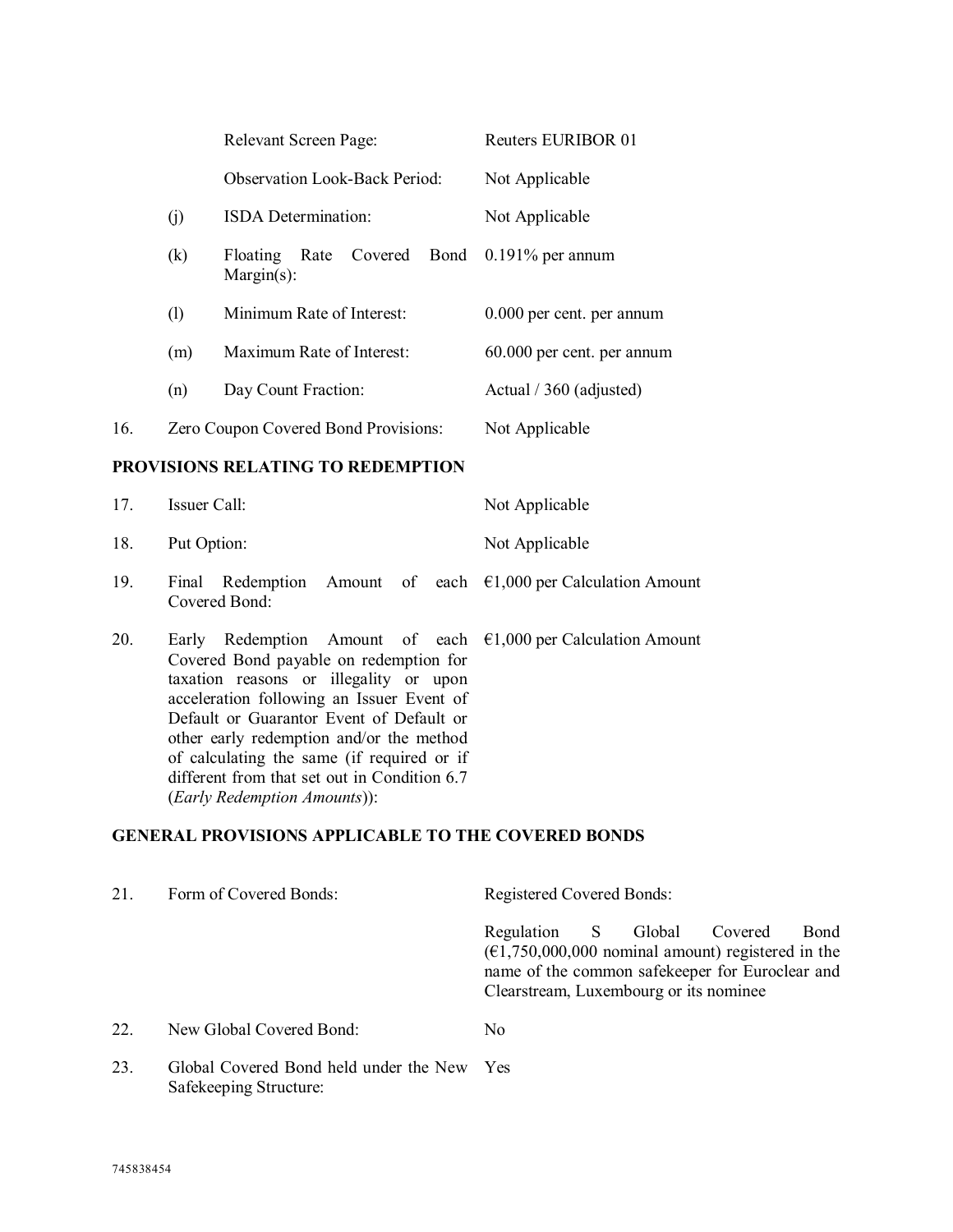| | | | |
|---|---|---|---|
| | | Relevant Screen Page: | Reuters EURIBOR 01 |
| | | Observation Look-Back Period: | Not Applicable |
| | (j) | ISDA Determination: | Not Applicable |
| | (k) | Floating Rate Covered Bond Margin(s): | 0.191% per annum |
| | (l) | Minimum Rate of Interest: | 0.000 per cent. per annum |
| | (m) | Maximum Rate of Interest: | 60.000 per cent. per annum |
| | (n) | Day Count Fraction: | Actual / 360 (adjusted) |
| 16. | Zero Coupon Covered Bond Provisions: | | Not Applicable |

**PROVISIONS RELATING TO REDEMPTION**

| | | |
|---|---|---|
| 17. | Issuer Call: | Not Applicable |
| 18. | Put Option: | Not Applicable |
| 19. | Final Redemption Amount of each Covered Bond: | €1,000 per Calculation Amount |
| 20. | Early Redemption Amount of each Covered Bond payable on redemption for taxation reasons or illegality or upon acceleration following an Issuer Event of Default or Guarantor Event of Default or other early redemption and/or the method of calculating the same (if required or if different from that set out in Condition 6.7 (*Early Redemption Amounts*)): | €1,000 per Calculation Amount |

**GENERAL PROVISIONS APPLICABLE TO THE COVERED BONDS**

| | | |
|---|---|---|
| 21. | Form of Covered Bonds: | Registered Covered Bonds:<br><br>Regulation S Global Covered Bond (€1,750,000,000 nominal amount) registered in the name of the common safekeeper for Euroclear and Clearstream, Luxembourg or its nominee |
| 22. | New Global Covered Bond: | No |
| 23. | Global Covered Bond held under the New Safekeeping Structure: | Yes |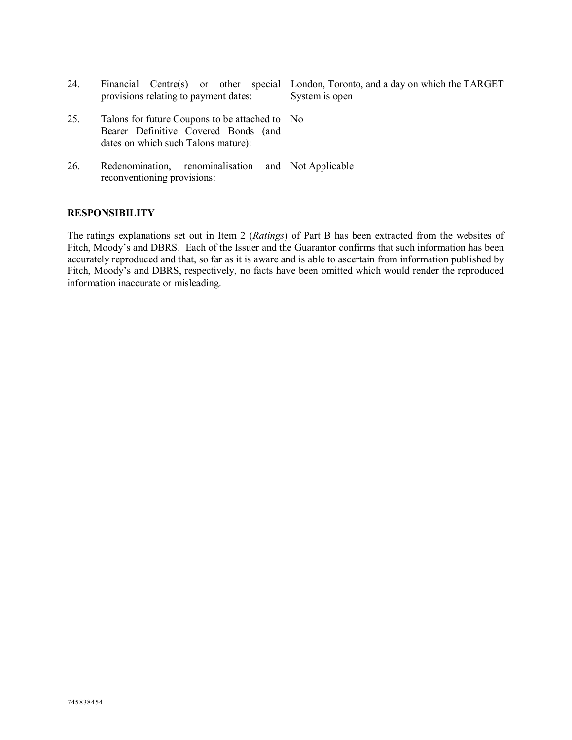| | | |
|---|---|---|
| 24. | Financial Centre(s) or other special provisions relating to payment dates: | London, Toronto, and a day on which the TARGET System is open |
| 25. | Talons for future Coupons to be attached to Bearer Definitive Covered Bonds (and dates on which such Talons mature): | No |
| 26. | Redenomination, renominalisation and reconventioning provisions: | Not Applicable |

**RESPONSIBILITY**

The ratings explanations set out in Item 2 (*Ratings*) of Part B has been extracted from the websites of Fitch, Moody's and DBRS. Each of the Issuer and the Guarantor confirms that such information has been accurately reproduced and that, so far as it is aware and is able to ascertain from information published by Fitch, Moody's and DBRS, respectively, no facts have been omitted which would render the reproduced information inaccurate or misleading.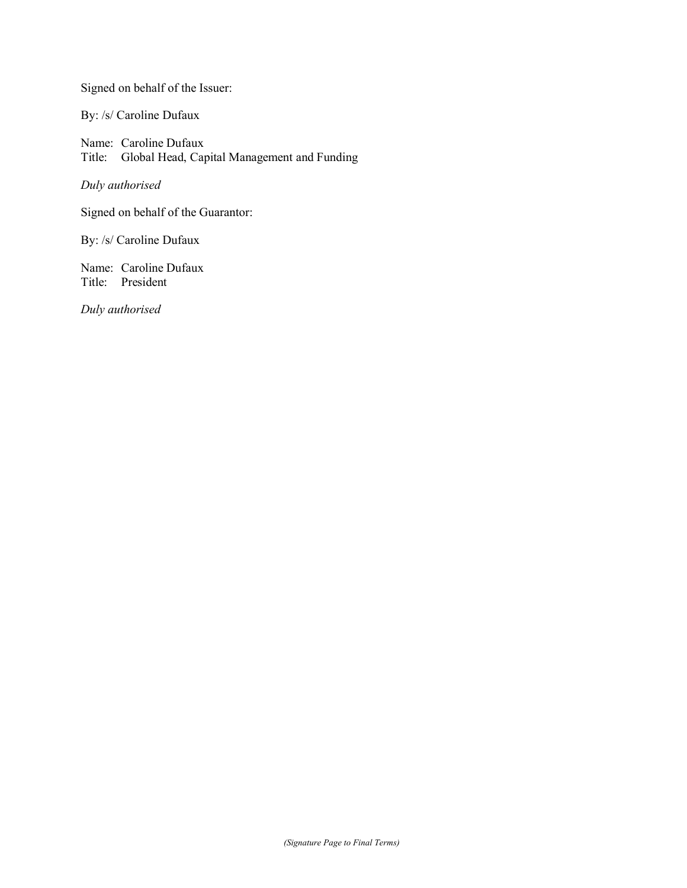Signed on behalf of the Issuer:

By: /s/ Caroline Dufaux

Name: Caroline Dufaux
Title: Global Head, Capital Management and Funding

*Duly authorised*

Signed on behalf of the Guarantor:

By: /s/ Caroline Dufaux

Name: Caroline Dufaux
Title: President

*Duly authorised*

*(Signature Page to Final Terms)*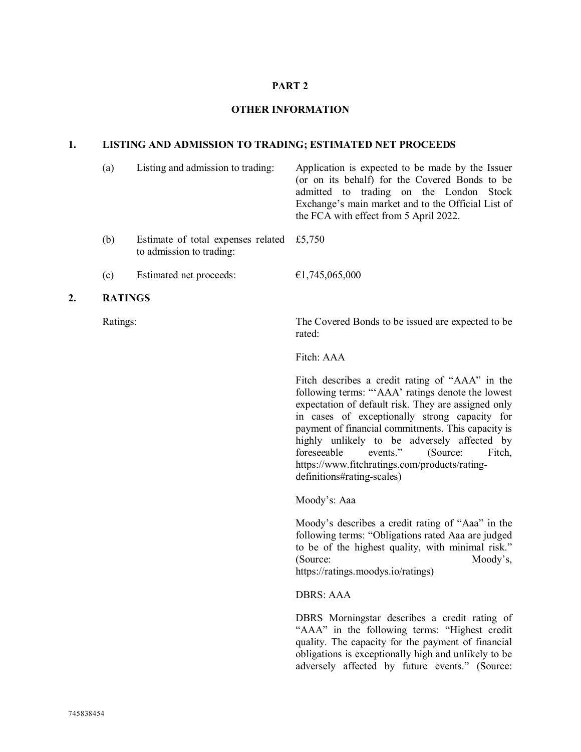## PART 2

## OTHER INFORMATION

### 1. LISTING AND ADMISSION TO TRADING; ESTIMATED NET PROCEEDS

| | | |
|---|---|---|
| (a) | Listing and admission to trading: | Application is expected to be made by the Issuer (or on its behalf) for the Covered Bonds to be admitted to trading on the London Stock Exchange's main market and to the Official List of the FCA with effect from 5 April 2022. |
| (b) | Estimate of total expenses related to admission to trading: | £5,750 |
| (c) | Estimated net proceeds: | €1,745,065,000 |

### 2. RATINGS

Ratings:

The Covered Bonds to be issued are expected to be rated:

Fitch: AAA

Fitch describes a credit rating of "AAA" in the following terms: "'AAA' ratings denote the lowest expectation of default risk. They are assigned only in cases of exceptionally strong capacity for payment of financial commitments. This capacity is highly unlikely to be adversely affected by foreseeable events." (Source: Fitch, https://www.fitchratings.com/products/rating-definitions#rating-scales)

Moody's: Aaa

Moody's describes a credit rating of "Aaa" in the following terms: "Obligations rated Aaa are judged to be of the highest quality, with minimal risk." (Source: Moody's, https://ratings.moodys.io/ratings)

DBRS: AAA

DBRS Morningstar describes a credit rating of "AAA" in the following terms: "Highest credit quality. The capacity for the payment of financial obligations is exceptionally high and unlikely to be adversely affected by future events." (Source:

745838454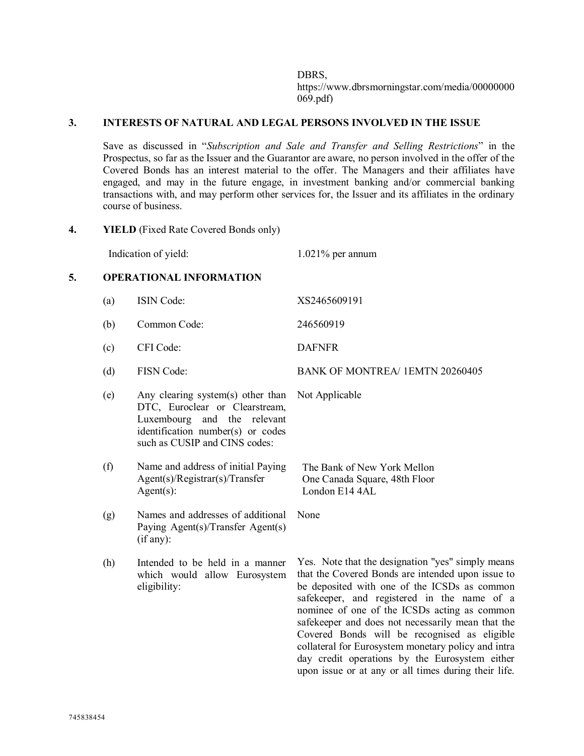DBRS, https://www.dbrsmorningstar.com/media/00000000069.pdf)

## 3. INTERESTS OF NATURAL AND LEGAL PERSONS INVOLVED IN THE ISSUE

Save as discussed in "*Subscription and Sale and Transfer and Selling Restrictions*" in the Prospectus, so far as the Issuer and the Guarantor are aware, no person involved in the offer of the Covered Bonds has an interest material to the offer. The Managers and their affiliates have engaged, and may in the future engage, in investment banking and/or commercial banking transactions with, and may perform other services for, the Issuer and its affiliates in the ordinary course of business.

## 4. YIELD (Fixed Rate Covered Bonds only)

| | |
|---|---|
| Indication of yield: | 1.021% per annum |

## 5. OPERATIONAL INFORMATION

| | | |
|---|---|---|
| (a) | ISIN Code: | XS2465609191 |
| (b) | Common Code: | 246560919 |
| (c) | CFI Code: | DAFNFR |
| (d) | FISN Code: | BANK OF MONTREA/ 1EMTN 20260405 |
| (e) | Any clearing system(s) other than DTC, Euroclear or Clearstream, Luxembourg and the relevant identification number(s) or codes such as CUSIP and CINS codes: | Not Applicable |
| (f) | Name and address of initial Paying Agent(s)/Registrar(s)/Transfer Agent(s): | The Bank of New York Mellon<br>One Canada Square, 48th Floor<br>London E14 4AL |
| (g) | Names and addresses of additional Paying Agent(s)/Transfer Agent(s) (if any): | None |
| (h) | Intended to be held in a manner which would allow Eurosystem eligibility: | Yes. Note that the designation "yes" simply means that the Covered Bonds are intended upon issue to be deposited with one of the ICSDs as common safekeeper, and registered in the name of a nominee of one of the ICSDs acting as common safekeeper and does not necessarily mean that the Covered Bonds will be recognised as eligible collateral for Eurosystem monetary policy and intra day credit operations by the Eurosystem either upon issue or at any or all times during their life. |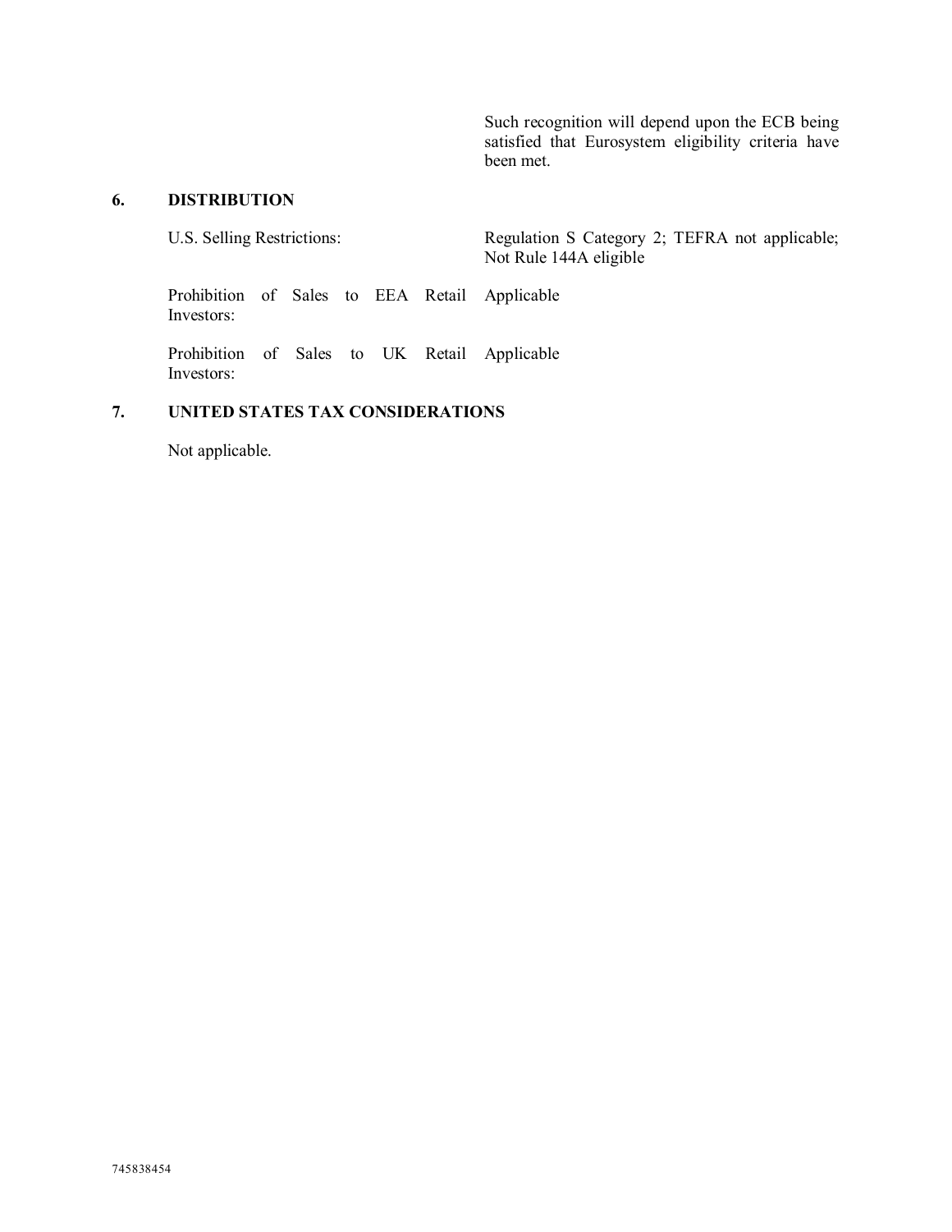Such recognition will depend upon the ECB being satisfied that Eurosystem eligibility criteria have been met.

## 6. DISTRIBUTION

| | |
|---|---|
| U.S. Selling Restrictions: | Regulation S Category 2; TEFRA not applicable; Not Rule 144A eligible |
| Prohibition of Sales to EEA Retail Investors: | Applicable |
| Prohibition of Sales to UK Retail Investors: | Applicable |

## 7. UNITED STATES TAX CONSIDERATIONS

Not applicable.

745838454